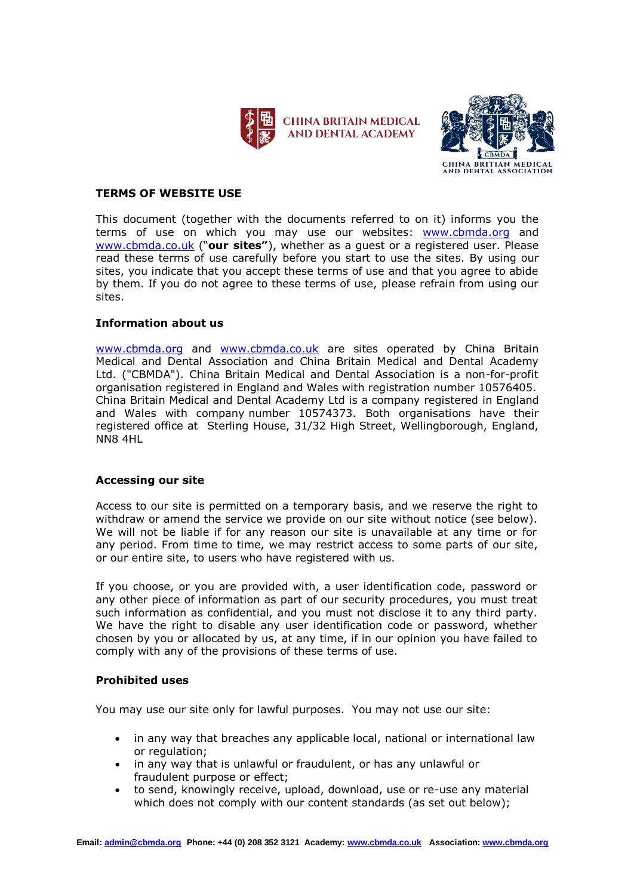CHINA BRITAIN MEDICAL AND DENTAL ACADEMY

CBMDA CHINA BRITIAN MEDICAL AND DENTAL ASSOCIATION

## TERMS OF WEBSITE USE

This document (together with the documents referred to on it) informs you the terms of use on which you may use our websites: www.cbmda.org and www.cbmda.co.uk (**"our sites"**), whether as a guest or a registered user. Please read these terms of use carefully before you start to use the sites. By using our sites, you indicate that you accept these terms of use and that you agree to abide by them. If you do not agree to these terms of use, please refrain from using our sites.

### Information about us

www.cbmda.org and www.cbmda.co.uk are sites operated by China Britain Medical and Dental Association and China Britain Medical and Dental Academy Ltd. ("CBMDA"). China Britain Medical and Dental Association is a non-for-profit organisation registered in England and Wales with registration number 10576405. China Britain Medical and Dental Academy Ltd is a company registered in England and Wales with company number 10574373. Both organisations have their registered office at Sterling House, 31/32 High Street, Wellingborough, England, NN8 4HL

### Accessing our site

Access to our site is permitted on a temporary basis, and we reserve the right to withdraw or amend the service we provide on our site without notice (see below). We will not be liable if for any reason our site is unavailable at any time or for any period. From time to time, we may restrict access to some parts of our site, or our entire site, to users who have registered with us.

If you choose, or you are provided with, a user identification code, password or any other piece of information as part of our security procedures, you must treat such information as confidential, and you must not disclose it to any third party. We have the right to disable any user identification code or password, whether chosen by you or allocated by us, at any time, if in our opinion you have failed to comply with any of the provisions of these terms of use.

### Prohibited uses

You may use our site only for lawful purposes. You may not use our site:

- in any way that breaches any applicable local, national or international law or regulation;
- in any way that is unlawful or fraudulent, or has any unlawful or fraudulent purpose or effect;
- to send, knowingly receive, upload, download, use or re-use any material which does not comply with our content standards (as set out below);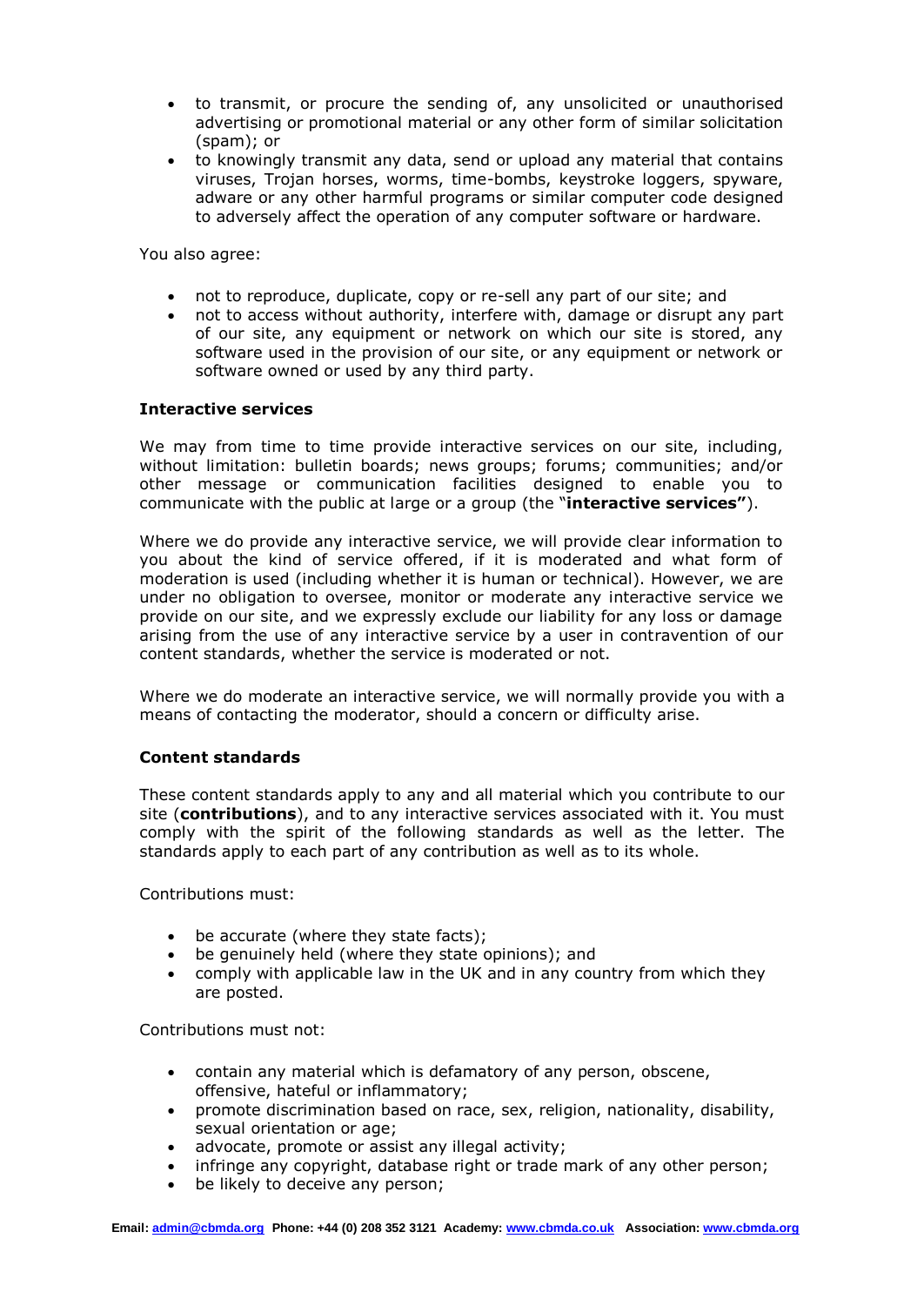- to transmit, or procure the sending of, any unsolicited or unauthorised advertising or promotional material or any other form of similar solicitation (spam); or
- to knowingly transmit any data, send or upload any material that contains viruses, Trojan horses, worms, time-bombs, keystroke loggers, spyware, adware or any other harmful programs or similar computer code designed to adversely affect the operation of any computer software or hardware.

You also agree:

- not to reproduce, duplicate, copy or re-sell any part of our site; and
- not to access without authority, interfere with, damage or disrupt any part of our site, any equipment or network on which our site is stored, any software used in the provision of our site, or any equipment or network or software owned or used by any third party.

**Interactive services**

We may from time to time provide interactive services on our site, including, without limitation: bulletin boards; news groups; forums; communities; and/or other message or communication facilities designed to enable you to communicate with the public at large or a group (the "**interactive services"**).

Where we do provide any interactive service, we will provide clear information to you about the kind of service offered, if it is moderated and what form of moderation is used (including whether it is human or technical). However, we are under no obligation to oversee, monitor or moderate any interactive service we provide on our site, and we expressly exclude our liability for any loss or damage arising from the use of any interactive service by a user in contravention of our content standards, whether the service is moderated or not.

Where we do moderate an interactive service, we will normally provide you with a means of contacting the moderator, should a concern or difficulty arise.

**Content standards**

These content standards apply to any and all material which you contribute to our site (**contributions**), and to any interactive services associated with it. You must comply with the spirit of the following standards as well as the letter. The standards apply to each part of any contribution as well as to its whole.

Contributions must:

- be accurate (where they state facts);
- be genuinely held (where they state opinions); and
- comply with applicable law in the UK and in any country from which they are posted.

Contributions must not:

- contain any material which is defamatory of any person, obscene, offensive, hateful or inflammatory;
- promote discrimination based on race, sex, religion, nationality, disability, sexual orientation or age;
- advocate, promote or assist any illegal activity;
- infringe any copyright, database right or trade mark of any other person;
- be likely to deceive any person;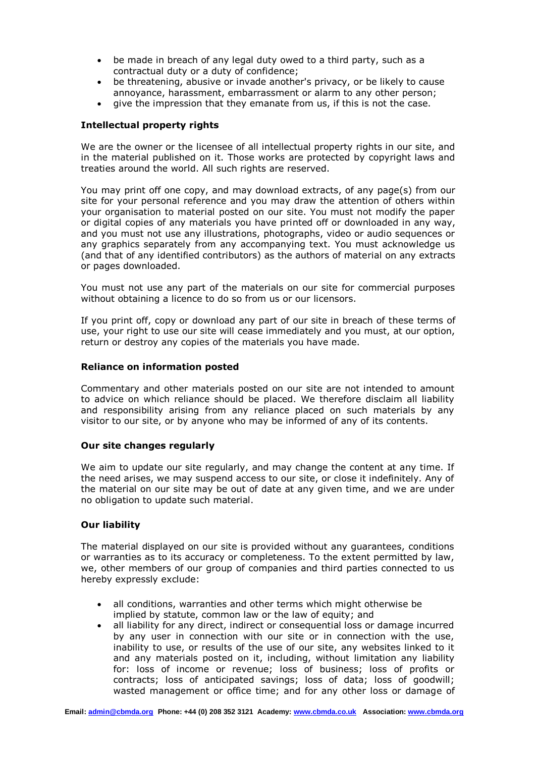- be made in breach of any legal duty owed to a third party, such as a contractual duty or a duty of confidence;
- be threatening, abusive or invade another's privacy, or be likely to cause annoyance, harassment, embarrassment or alarm to any other person;
- give the impression that they emanate from us, if this is not the case.

**Intellectual property rights**

We are the owner or the licensee of all intellectual property rights in our site, and in the material published on it. Those works are protected by copyright laws and treaties around the world. All such rights are reserved.

You may print off one copy, and may download extracts, of any page(s) from our site for your personal reference and you may draw the attention of others within your organisation to material posted on our site. You must not modify the paper or digital copies of any materials you have printed off or downloaded in any way, and you must not use any illustrations, photographs, video or audio sequences or any graphics separately from any accompanying text. You must acknowledge us (and that of any identified contributors) as the authors of material on any extracts or pages downloaded.

You must not use any part of the materials on our site for commercial purposes without obtaining a licence to do so from us or our licensors.

If you print off, copy or download any part of our site in breach of these terms of use, your right to use our site will cease immediately and you must, at our option, return or destroy any copies of the materials you have made.

**Reliance on information posted**

Commentary and other materials posted on our site are not intended to amount to advice on which reliance should be placed. We therefore disclaim all liability and responsibility arising from any reliance placed on such materials by any visitor to our site, or by anyone who may be informed of any of its contents.

**Our site changes regularly**

We aim to update our site regularly, and may change the content at any time. If the need arises, we may suspend access to our site, or close it indefinitely. Any of the material on our site may be out of date at any given time, and we are under no obligation to update such material.

**Our liability**

The material displayed on our site is provided without any guarantees, conditions or warranties as to its accuracy or completeness. To the extent permitted by law, we, other members of our group of companies and third parties connected to us hereby expressly exclude:

- all conditions, warranties and other terms which might otherwise be implied by statute, common law or the law of equity; and
- all liability for any direct, indirect or consequential loss or damage incurred by any user in connection with our site or in connection with the use, inability to use, or results of the use of our site, any websites linked to it and any materials posted on it, including, without limitation any liability for: loss of income or revenue; loss of business; loss of profits or contracts; loss of anticipated savings; loss of data; loss of goodwill; wasted management or office time; and for any other loss or damage of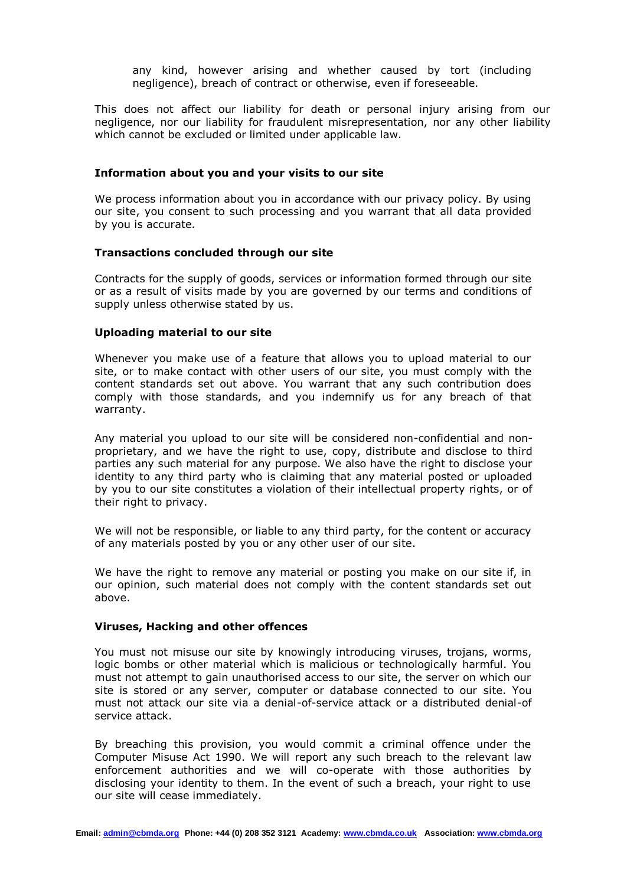any kind, however arising and whether caused by tort (including negligence), breach of contract or otherwise, even if foreseeable.

This does not affect our liability for death or personal injury arising from our negligence, nor our liability for fraudulent misrepresentation, nor any other liability which cannot be excluded or limited under applicable law.

**Information about you and your visits to our site**

We process information about you in accordance with our privacy policy. By using our site, you consent to such processing and you warrant that all data provided by you is accurate.

**Transactions concluded through our site**

Contracts for the supply of goods, services or information formed through our site or as a result of visits made by you are governed by our terms and conditions of supply unless otherwise stated by us.

**Uploading material to our site**

Whenever you make use of a feature that allows you to upload material to our site, or to make contact with other users of our site, you must comply with the content standards set out above. You warrant that any such contribution does comply with those standards, and you indemnify us for any breach of that warranty.

Any material you upload to our site will be considered non-confidential and non-proprietary, and we have the right to use, copy, distribute and disclose to third parties any such material for any purpose. We also have the right to disclose your identity to any third party who is claiming that any material posted or uploaded by you to our site constitutes a violation of their intellectual property rights, or of their right to privacy.

We will not be responsible, or liable to any third party, for the content or accuracy of any materials posted by you or any other user of our site.

We have the right to remove any material or posting you make on our site if, in our opinion, such material does not comply with the content standards set out above.

**Viruses, Hacking and other offences**

You must not misuse our site by knowingly introducing viruses, trojans, worms, logic bombs or other material which is malicious or technologically harmful. You must not attempt to gain unauthorised access to our site, the server on which our site is stored or any server, computer or database connected to our site. You must not attack our site via a denial-of-service attack or a distributed denial-of service attack.

By breaching this provision, you would commit a criminal offence under the Computer Misuse Act 1990. We will report any such breach to the relevant law enforcement authorities and we will co-operate with those authorities by disclosing your identity to them. In the event of such a breach, your right to use our site will cease immediately.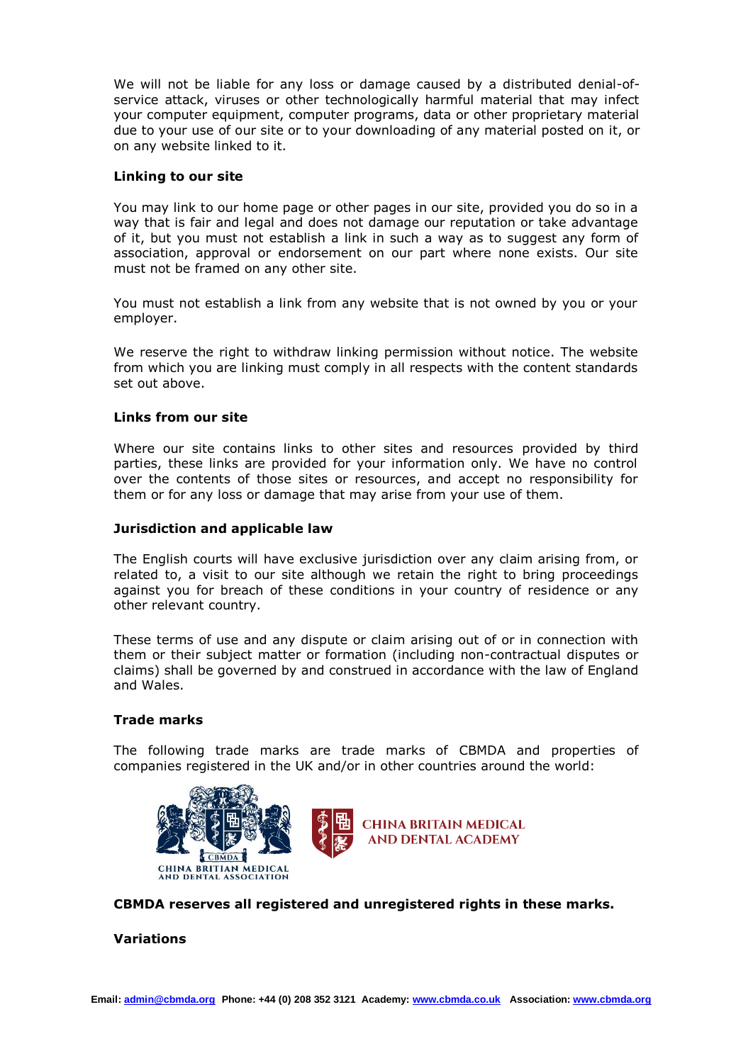We will not be liable for any loss or damage caused by a distributed denial-of-service attack, viruses or other technologically harmful material that may infect your computer equipment, computer programs, data or other proprietary material due to your use of our site or to your downloading of any material posted on it, or on any website linked to it.

**Linking to our site**

You may link to our home page or other pages in our site, provided you do so in a way that is fair and legal and does not damage our reputation or take advantage of it, but you must not establish a link in such a way as to suggest any form of association, approval or endorsement on our part where none exists. Our site must not be framed on any other site.

You must not establish a link from any website that is not owned by you or your employer.

We reserve the right to withdraw linking permission without notice. The website from which you are linking must comply in all respects with the content standards set out above.

**Links from our site**

Where our site contains links to other sites and resources provided by third parties, these links are provided for your information only. We have no control over the contents of those sites or resources, and accept no responsibility for them or for any loss or damage that may arise from your use of them.

**Jurisdiction and applicable law**

The English courts will have exclusive jurisdiction over any claim arising from, or related to, a visit to our site although we retain the right to bring proceedings against you for breach of these conditions in your country of residence or any other relevant country.

These terms of use and any dispute or claim arising out of or in connection with them or their subject matter or formation (including non-contractual disputes or claims) shall be governed by and construed in accordance with the law of England and Wales.

**Trade marks**

The following trade marks are trade marks of CBMDA and properties of companies registered in the UK and/or in other countries around the world:

CBMDA
CHINA BRITIAN MEDICAL AND DENTAL ASSOCIATION

CHINA BRITAIN MEDICAL AND DENTAL ACADEMY

**CBMDA reserves all registered and unregistered rights in these marks.**

**Variations**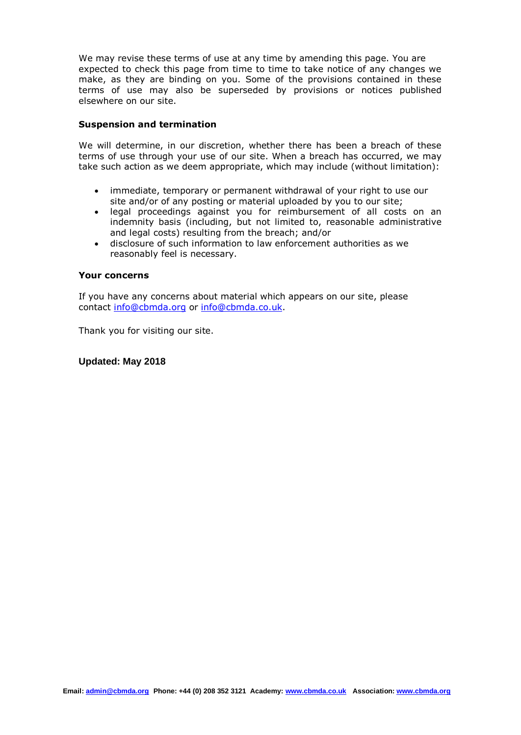We may revise these terms of use at any time by amending this page. You are expected to check this page from time to time to take notice of any changes we make, as they are binding on you. Some of the provisions contained in these terms of use may also be superseded by provisions or notices published elsewhere on our site.

**Suspension and termination**

We will determine, in our discretion, whether there has been a breach of these terms of use through your use of our site. When a breach has occurred, we may take such action as we deem appropriate, which may include (without limitation):

- immediate, temporary or permanent withdrawal of your right to use our site and/or of any posting or material uploaded by you to our site;
- legal proceedings against you for reimbursement of all costs on an indemnity basis (including, but not limited to, reasonable administrative and legal costs) resulting from the breach; and/or
- disclosure of such information to law enforcement authorities as we reasonably feel is necessary.

**Your concerns**

If you have any concerns about material which appears on our site, please contact info@cbmda.org or info@cbmda.co.uk.

Thank you for visiting our site.

**Updated: May 2018**